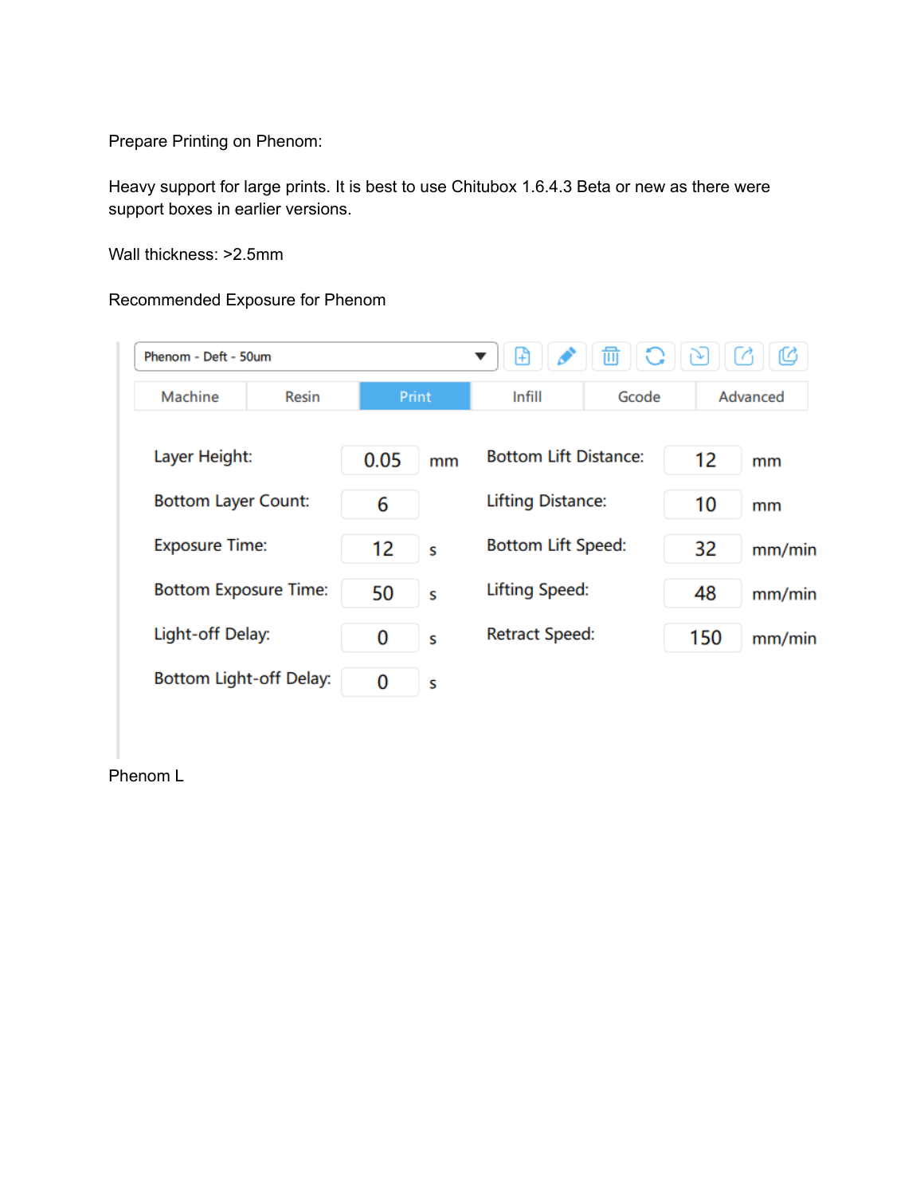Prepare Printing on Phenom:

Heavy support for large prints. It is best to use Chitubox 1.6.4.3 Beta or new as there were support boxes in earlier versions.

Wall thickness: >2.5mm

Recommended Exposure for Phenom

Phenom - Deft - 50um

Machine | Resin | **Print** | Infill | Gcode | Advanced

| Setting | Value | Unit | Setting | Value | Unit |
|---|---|---|---|---|---|
| Layer Height: | 0.05 | mm | Bottom Lift Distance: | 12 | mm |
| Bottom Layer Count: | 6 | | Lifting Distance: | 10 | mm |
| Exposure Time: | 12 | s | Bottom Lift Speed: | 32 | mm/min |
| Bottom Exposure Time: | 50 | s | Lifting Speed: | 48 | mm/min |
| Light-off Delay: | 0 | s | Retract Speed: | 150 | mm/min |
| Bottom Light-off Delay: | 0 | s | | | |

Phenom L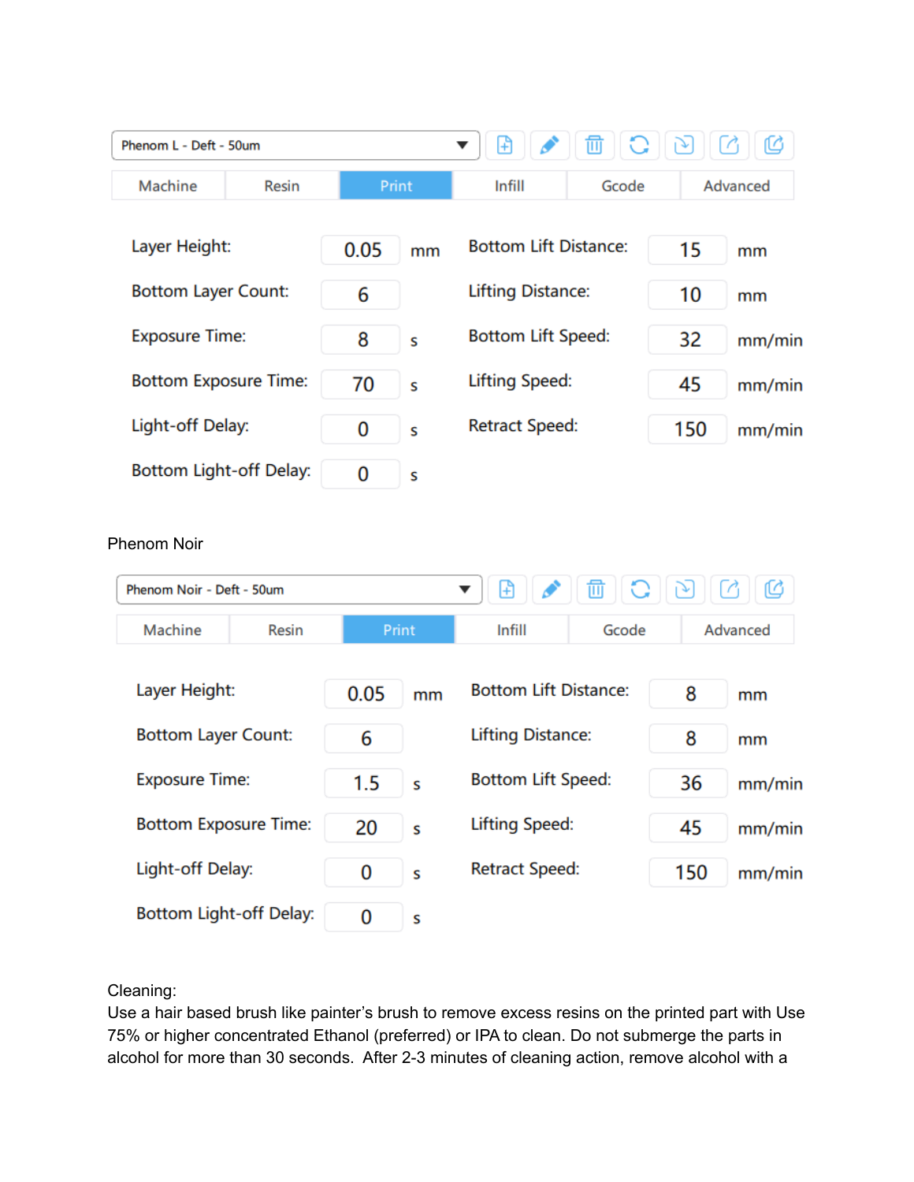Phenom L - Deft - 50um

| Machine | Resin | Print | Infill | Gcode | Advanced |
|---|---|---|---|---|---|

| Parameter | Value | Unit | Parameter | Value | Unit |
|---|---|---|---|---|---|
| Layer Height: | 0.05 | mm | Bottom Lift Distance: | 15 | mm |
| Bottom Layer Count: | 6 | | Lifting Distance: | 10 | mm |
| Exposure Time: | 8 | s | Bottom Lift Speed: | 32 | mm/min |
| Bottom Exposure Time: | 70 | s | Lifting Speed: | 45 | mm/min |
| Light-off Delay: | 0 | s | Retract Speed: | 150 | mm/min |
| Bottom Light-off Delay: | 0 | s | | | |

Phenom Noir

Phenom Noir - Deft - 50um

| Machine | Resin | Print | Infill | Gcode | Advanced |
|---|---|---|---|---|---|

| Parameter | Value | Unit | Parameter | Value | Unit |
|---|---|---|---|---|---|
| Layer Height: | 0.05 | mm | Bottom Lift Distance: | 8 | mm |
| Bottom Layer Count: | 6 | | Lifting Distance: | 8 | mm |
| Exposure Time: | 1.5 | s | Bottom Lift Speed: | 36 | mm/min |
| Bottom Exposure Time: | 20 | s | Lifting Speed: | 45 | mm/min |
| Light-off Delay: | 0 | s | Retract Speed: | 150 | mm/min |
| Bottom Light-off Delay: | 0 | s | | | |

Cleaning:
Use a hair based brush like painter's brush to remove excess resins on the printed part with Use 75% or higher concentrated Ethanol (preferred) or IPA to clean. Do not submerge the parts in alcohol for more than 30 seconds. After 2-3 minutes of cleaning action, remove alcohol with a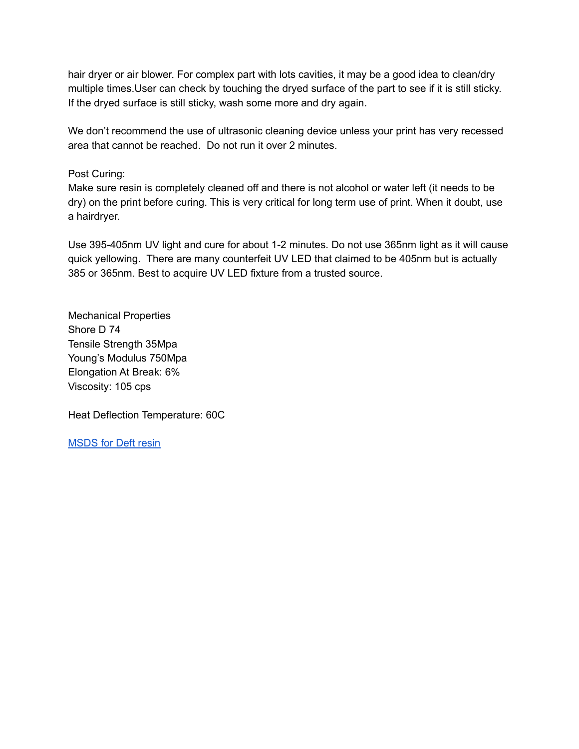hair dryer or air blower. For complex part with lots cavities, it may be a good idea to clean/dry multiple times.User can check by touching the dryed surface of the part to see if it is still sticky. If the dryed surface is still sticky, wash some more and dry again.

We don't recommend the use of ultrasonic cleaning device unless your print has very recessed area that cannot be reached.  Do not run it over 2 minutes.

Post Curing:

Make sure resin is completely cleaned off and there is not alcohol or water left (it needs to be dry) on the print before curing. This is very critical for long term use of print. When it doubt, use a hairdryer.

Use 395-405nm UV light and cure for about 1-2 minutes. Do not use 365nm light as it will cause quick yellowing.  There are many counterfeit UV LED that claimed to be 405nm but is actually 385 or 365nm. Best to acquire UV LED fixture from a trusted source.

Mechanical Properties

Shore D 74

Tensile Strength 35Mpa

Young's Modulus 750Mpa

Elongation At Break: 6%

Viscosity: 105 cps

Heat Deflection Temperature: 60C

MSDS for Deft resin